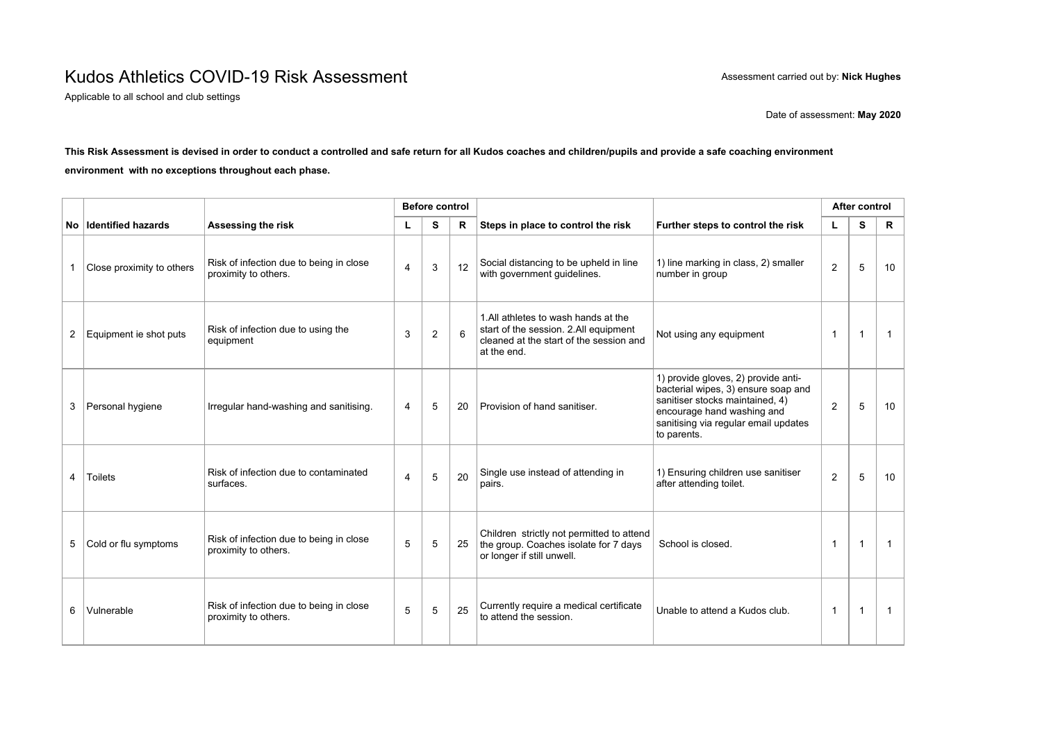# Kudos Athletics COVID-19 Risk Assessment

Applicable to all school and club settings

Assessment carried out by: **Nick Hughes**

Date of assessment: **May 2020**

**This Risk Assessment is devised in order to conduct a controlled and safe return for all Kudos coaches and children/pupils and provide a safe coaching environment environment with no exceptions throughout each phase.**

| | | | Before control | | | | | After control | | |
|---|---|---|---|---|---|---|---|---|---|---|
| **No** | **Identified hazards** | **Assessing the risk** | **L** | **S** | **R** | **Steps in place to control the risk** | **Further steps to control the risk** | **L** | **S** | **R** |
| 1 | Close proximity to others | Risk of infection due to being in close proximity to others. | 4 | 3 | 12 | Social distancing to be upheld in line with government guidelines. | 1) line marking in class, 2) smaller number in group | 2 | 5 | 10 |
| 2 | Equipment ie shot puts | Risk of infection due to using the equipment | 3 | 2 | 6 | 1.All athletes to wash hands at the start of the session. 2.All equipment cleaned at the start of the session and at the end. | Not using any equipment | 1 | 1 | 1 |
| 3 | Personal hygiene | Irregular hand-washing and sanitising. | 4 | 5 | 20 | Provision of hand sanitiser. | 1) provide gloves, 2) provide anti-bacterial wipes, 3) ensure soap and sanitiser stocks maintained, 4) encourage hand washing and sanitising via regular email updates to parents. | 2 | 5 | 10 |
| 4 | Toilets | Risk of infection due to contaminated surfaces. | 4 | 5 | 20 | Single use instead of attending in pairs. | 1) Ensuring children use sanitiser after attending toilet. | 2 | 5 | 10 |
| 5 | Cold or flu symptoms | Risk of infection due to being in close proximity to others. | 5 | 5 | 25 | Children strictly not permitted to attend the group. Coaches isolate for 7 days or longer if still unwell. | School is closed. | 1 | 1 | 1 |
| 6 | Vulnerable | Risk of infection due to being in close proximity to others. | 5 | 5 | 25 | Currently require a medical certificate to attend the session. | Unable to attend a Kudos club. | 1 | 1 | 1 |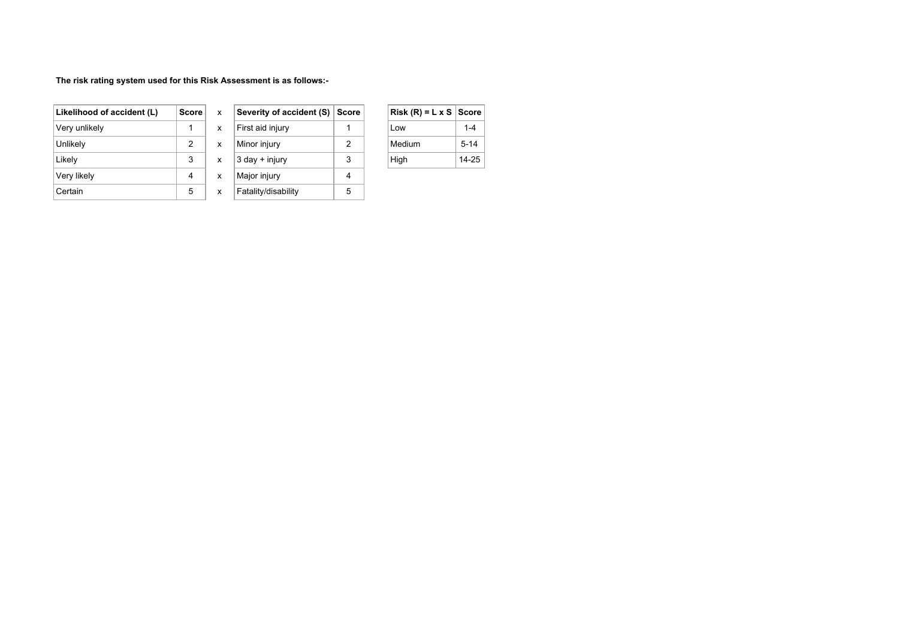**The risk rating system used for this Risk Assessment is as follows:-**

| Likelihood of accident (L) | Score | | Severity of accident (S) | Score |
|---|---|---|---|---|
| Very unlikely | 1 | x | First aid injury | 1 |
| Unlikely | 2 | x | Minor injury | 2 |
| Likely | 3 | x | 3 day + injury | 3 |
| Very likely | 4 | x | Major injury | 4 |
| Certain | 5 | x | Fatality/disability | 5 |

| Risk (R) = L x S | Score |
|---|---|
| Low | 1-4 |
| Medium | 5-14 |
| High | 14-25 |